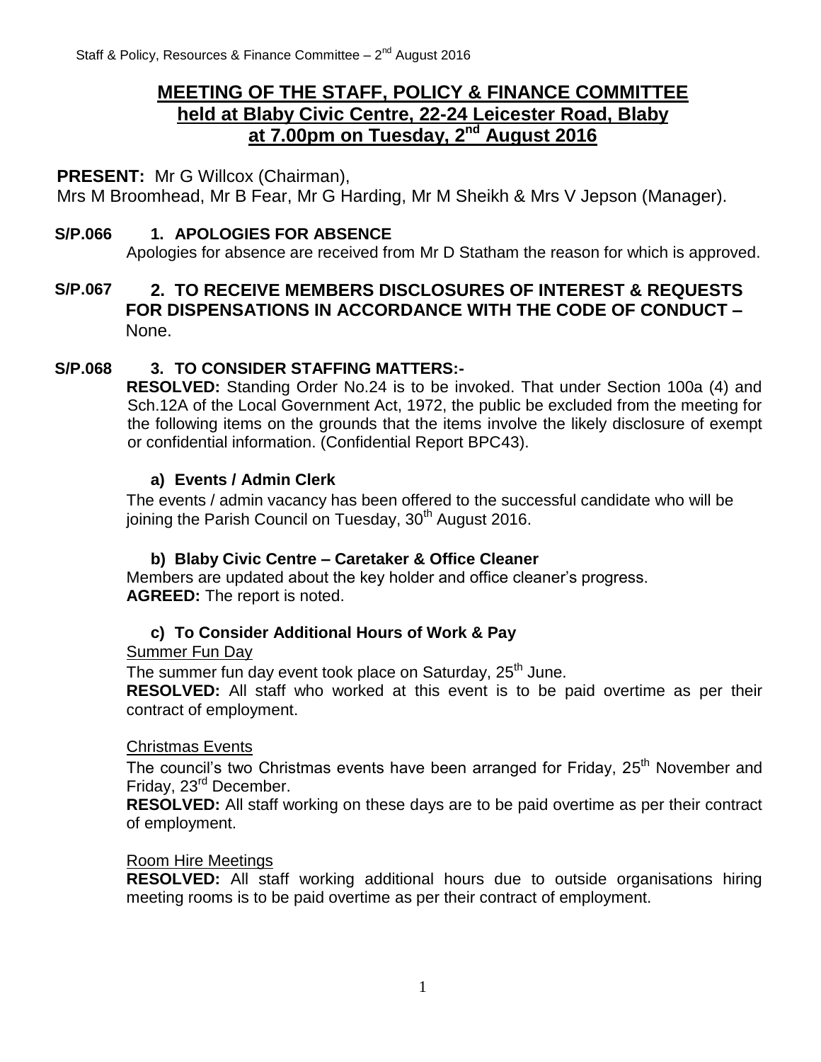# MEETING OF THE STAFF, POLICY & FINANCE COMMITTEE held at Blaby Civic Centre, 22-24 Leicester Road, Blaby at 7.00pm on Tuesday, 2nd August 2016

**PRESENT:** Mr G Willcox (Chairman), Mrs M Broomhead, Mr B Fear, Mr G Harding, Mr M Sheikh & Mrs V Jepson (Manager).

**S/P.066 1. APOLOGIES FOR ABSENCE**

Apologies for absence are received from Mr D Statham the reason for which is approved.

**S/P.067 2. TO RECEIVE MEMBERS DISCLOSURES OF INTEREST & REQUESTS FOR DISPENSATIONS IN ACCORDANCE WITH THE CODE OF CONDUCT –** None.

**S/P.068 3. TO CONSIDER STAFFING MATTERS:-**

**RESOLVED:** Standing Order No.24 is to be invoked. That under Section 100a (4) and Sch.12A of the Local Government Act, 1972, the public be excluded from the meeting for the following items on the grounds that the items involve the likely disclosure of exempt or confidential information. (Confidential Report BPC43).

**a) Events / Admin Clerk**

The events / admin vacancy has been offered to the successful candidate who will be joining the Parish Council on Tuesday, 30th August 2016.

**b) Blaby Civic Centre – Caretaker & Office Cleaner**

Members are updated about the key holder and office cleaner's progress.
**AGREED:** The report is noted.

**c) To Consider Additional Hours of Work & Pay**

Summer Fun Day

The summer fun day event took place on Saturday, 25th June.
**RESOLVED:** All staff who worked at this event is to be paid overtime as per their contract of employment.

Christmas Events

The council's two Christmas events have been arranged for Friday, 25th November and Friday, 23rd December.
**RESOLVED:** All staff working on these days are to be paid overtime as per their contract of employment.

Room Hire Meetings

**RESOLVED:** All staff working additional hours due to outside organisations hiring meeting rooms is to be paid overtime as per their contract of employment.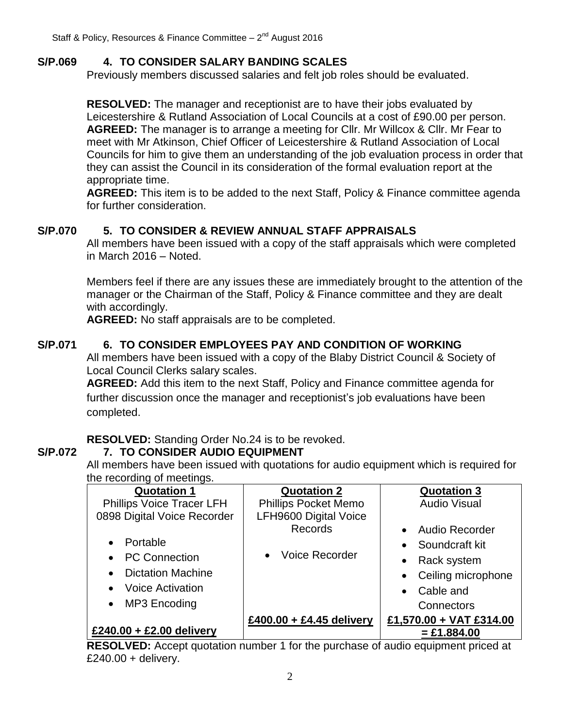**S/P.069 4. TO CONSIDER SALARY BANDING SCALES**

Previously members discussed salaries and felt job roles should be evaluated.

**RESOLVED:** The manager and receptionist are to have their jobs evaluated by Leicestershire & Rutland Association of Local Councils at a cost of £90.00 per person.
**AGREED:** The manager is to arrange a meeting for Cllr. Mr Willcox & Cllr. Mr Fear to meet with Mr Atkinson, Chief Officer of Leicestershire & Rutland Association of Local Councils for him to give them an understanding of the job evaluation process in order that they can assist the Council in its consideration of the formal evaluation report at the appropriate time.
**AGREED:** This item is to be added to the next Staff, Policy & Finance committee agenda for further consideration.

**S/P.070 5. TO CONSIDER & REVIEW ANNUAL STAFF APPRAISALS**

All members have been issued with a copy of the staff appraisals which were completed in March 2016 – Noted.

Members feel if there are any issues these are immediately brought to the attention of the manager or the Chairman of the Staff, Policy & Finance committee and they are dealt with accordingly.
**AGREED:** No staff appraisals are to be completed.

**S/P.071 6. TO CONSIDER EMPLOYEES PAY AND CONDITION OF WORKING**

All members have been issued with a copy of the Blaby District Council & Society of Local Council Clerks salary scales.
**AGREED:** Add this item to the next Staff, Policy and Finance committee agenda for further discussion once the manager and receptionist's job evaluations have been completed.

**RESOLVED:** Standing Order No.24 is to be revoked.

**S/P.072 7. TO CONSIDER AUDIO EQUIPMENT**

All members have been issued with quotations for audio equipment which is required for the recording of meetings.

| Quotation 1 | Quotation 2 | Quotation 3 |
|---|---|---|
| Phillips Voice Tracer LFH 0898 Digital Voice Recorder<br>• Portable<br>• PC Connection<br>• Dictation Machine<br>• Voice Activation<br>• MP3 Encoding | Phillips Pocket Memo LFH9600 Digital Voice Records<br>• Voice Recorder | Audio Visual<br>• Audio Recorder<br>• Soundcraft kit<br>• Rack system<br>• Ceiling microphone<br>• Cable and Connectors |
| **£240.00 + £2.00 delivery** | **£400.00 + £4.45 delivery** | **£1,570.00 + VAT £314.00 = £1.884.00** |

**RESOLVED:** Accept quotation number 1 for the purchase of audio equipment priced at £240.00 + delivery.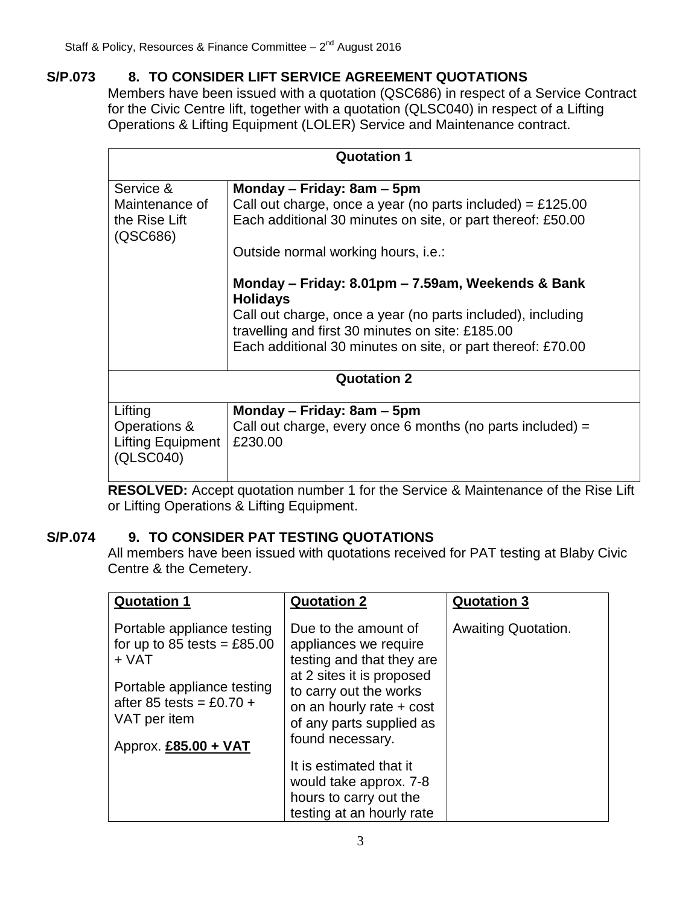**S/P.073 8. TO CONSIDER LIFT SERVICE AGREEMENT QUOTATIONS**

Members have been issued with a quotation (QSC686) in respect of a Service Contract for the Civic Centre lift, together with a quotation (QLSC040) in respect of a Lifting Operations & Lifting Equipment (LOLER) Service and Maintenance contract.

| Quotation 1 | |
|---|---|
| Service & Maintenance of the Rise Lift (QSC686) | **Monday – Friday: 8am – 5pm**<br>Call out charge, once a year (no parts included) = £125.00<br>Each additional 30 minutes on site, or part thereof: £50.00<br><br>Outside normal working hours, i.e.:<br><br>**Monday – Friday: 8.01pm – 7.59am, Weekends & Bank Holidays**<br>Call out charge, once a year (no parts included), including travelling and first 30 minutes on site: £185.00<br>Each additional 30 minutes on site, or part thereof: £70.00 |
| **Quotation 2** | |
| Lifting Operations & Lifting Equipment (QLSC040) | **Monday – Friday: 8am – 5pm**<br>Call out charge, every once 6 months (no parts included) = £230.00 |

**RESOLVED:** Accept quotation number 1 for the Service & Maintenance of the Rise Lift or Lifting Operations & Lifting Equipment.

**S/P.074 9. TO CONSIDER PAT TESTING QUOTATIONS**

All members have been issued with quotations received for PAT testing at Blaby Civic Centre & the Cemetery.

| Quotation 1 | Quotation 2 | Quotation 3 |
|---|---|---|
| Portable appliance testing for up to 85 tests = £85.00 + VAT<br><br>Portable appliance testing after 85 tests = £0.70 + VAT per item<br><br>Approx. **£85.00 + VAT** | Due to the amount of appliances we require testing and that they are at 2 sites it is proposed to carry out the works on an hourly rate + cost of any parts supplied as found necessary.<br><br>It is estimated that it would take approx. 7-8 hours to carry out the testing at an hourly rate | Awaiting Quotation. |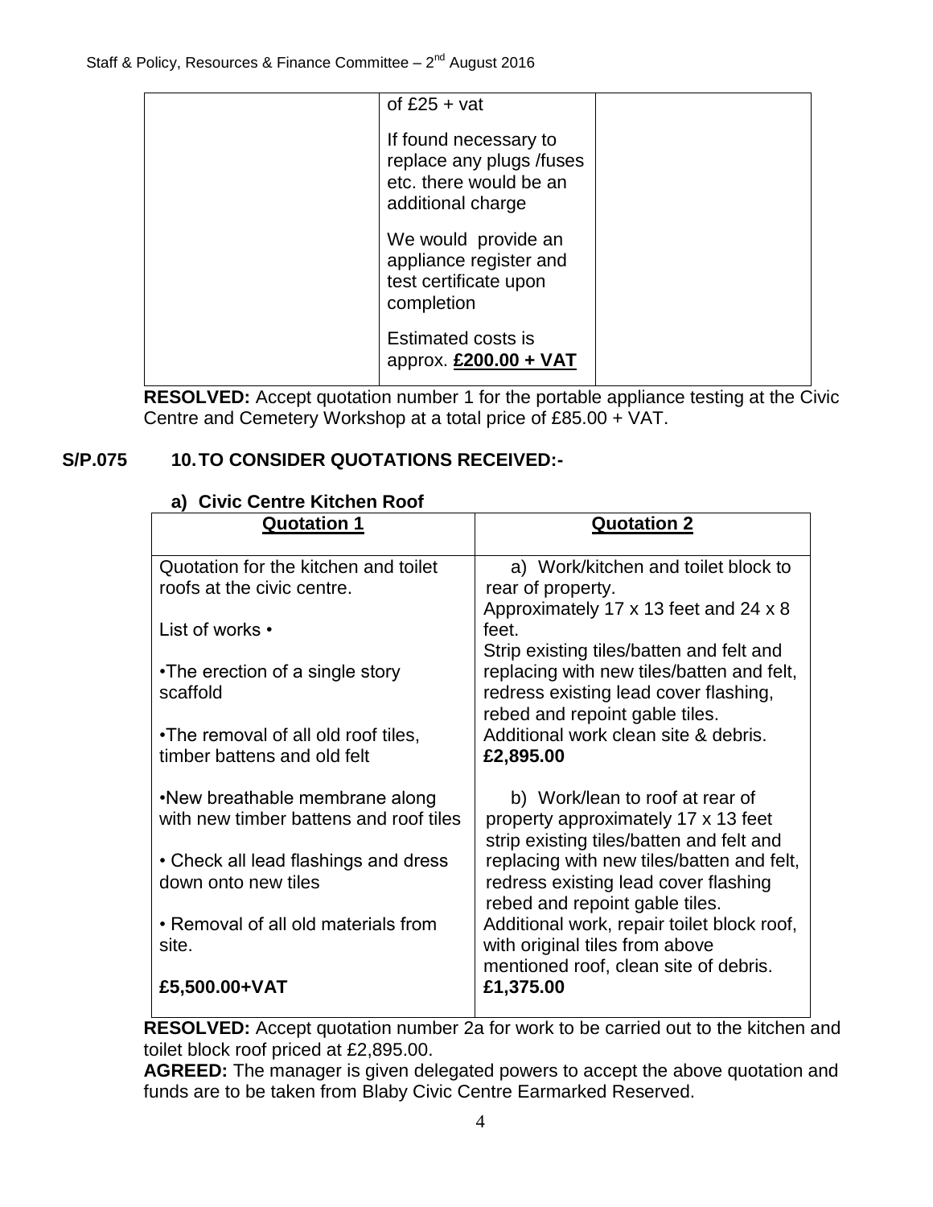| | of £25 + vat<br><br>If found necessary to replace any plugs /fuses etc. there would be an additional charge<br><br>We would provide an appliance register and test certificate upon completion<br><br>Estimated costs is approx. **£200.00 + VAT** | |
|---|---|---|

**RESOLVED:** Accept quotation number 1 for the portable appliance testing at the Civic Centre and Cemetery Workshop at a total price of £85.00 + VAT.

## S/P.075 10. TO CONSIDER QUOTATIONS RECEIVED:-

### a) Civic Centre Kitchen Roof

| **Quotation 1** | **Quotation 2** |
|---|---|
| Quotation for the kitchen and toilet roofs at the civic centre.<br><br>List of works •<br><br>•The erection of a single story scaffold<br><br>•The removal of all old roof tiles, timber battens and old felt<br><br>•New breathable membrane along with new timber battens and roof tiles<br><br>• Check all lead flashings and dress down onto new tiles<br><br>• Removal of all old materials from site.<br><br>**£5,500.00+VAT** | a) Work/kitchen and toilet block to rear of property.<br>Approximately 17 x 13 feet and 24 x 8 feet.<br>Strip existing tiles/batten and felt and replacing with new tiles/batten and felt, redress existing lead cover flashing, rebed and repoint gable tiles.<br>Additional work clean site & debris.<br>**£2,895.00**<br><br>b) Work/lean to roof at rear of property approximately 17 x 13 feet strip existing tiles/batten and felt and replacing with new tiles/batten and felt, redress existing lead cover flashing rebed and repoint gable tiles.<br>Additional work, repair toilet block roof, with original tiles from above mentioned roof, clean site of debris.<br>**£1,375.00** |

**RESOLVED:** Accept quotation number 2a for work to be carried out to the kitchen and toilet block roof priced at £2,895.00.

**AGREED:** The manager is given delegated powers to accept the above quotation and funds are to be taken from Blaby Civic Centre Earmarked Reserved.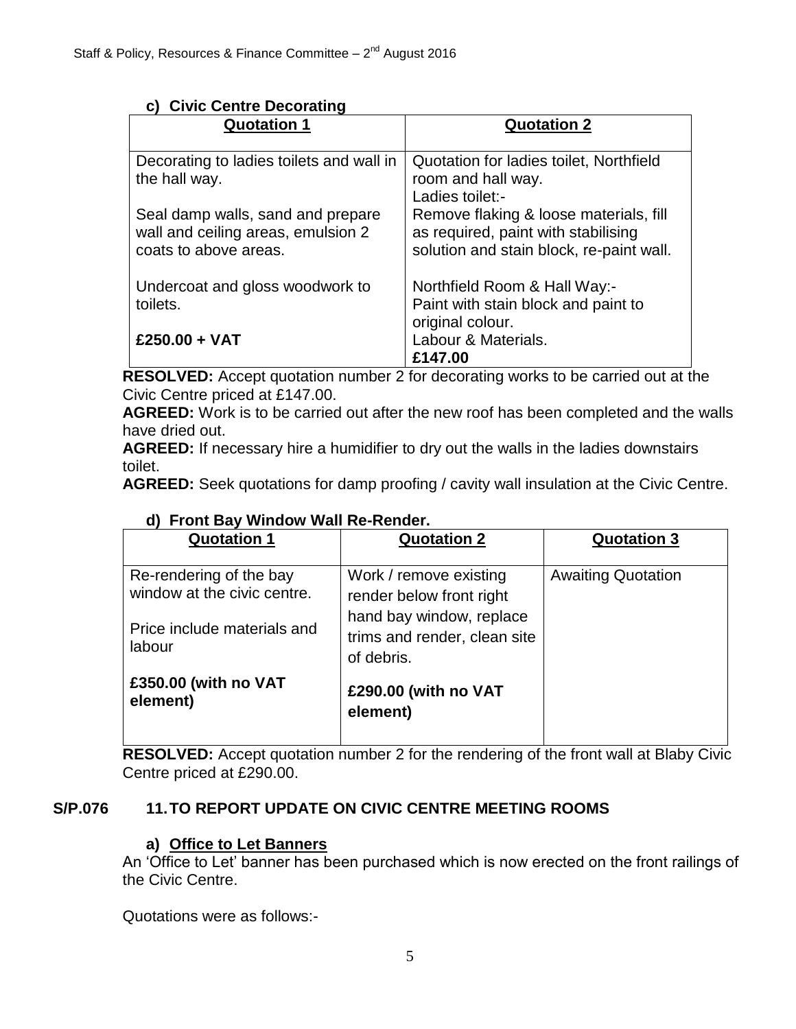### c) Civic Centre Decorating

| Quotation 1 | Quotation 2 |
|---|---|
| Decorating to ladies toilets and wall in the hall way.<br><br>Seal damp walls, sand and prepare wall and ceiling areas, emulsion 2 coats to above areas.<br><br>Undercoat and gloss woodwork to toilets.<br><br>**£250.00 + VAT** | Quotation for ladies toilet, Northfield room and hall way.<br>Ladies toilet:-<br>Remove flaking & loose materials, fill as required, paint with stabilising solution and stain block, re-paint wall.<br><br>Northfield Room & Hall Way:-<br>Paint with stain block and paint to original colour.<br>Labour & Materials.<br>**£147.00** |

**RESOLVED:** Accept quotation number 2 for decorating works to be carried out at the Civic Centre priced at £147.00.
**AGREED:** Work is to be carried out after the new roof has been completed and the walls have dried out.
**AGREED:** If necessary hire a humidifier to dry out the walls in the ladies downstairs toilet.
**AGREED:** Seek quotations for damp proofing / cavity wall insulation at the Civic Centre.

### d) Front Bay Window Wall Re-Render.

| Quotation 1 | Quotation 2 | Quotation 3 |
|---|---|---|
| Re-rendering of the bay window at the civic centre.<br><br>Price include materials and labour<br><br>**£350.00 (with no VAT element)** | Work / remove existing render below front right hand bay window, replace trims and render, clean site of debris.<br><br>**£290.00 (with no VAT element)** | Awaiting Quotation |

**RESOLVED:** Accept quotation number 2 for the rendering of the front wall at Blaby Civic Centre priced at £290.00.

## S/P.076 11. TO REPORT UPDATE ON CIVIC CENTRE MEETING ROOMS

### a) Office to Let Banners

An 'Office to Let' banner has been purchased which is now erected on the front railings of the Civic Centre.

Quotations were as follows:-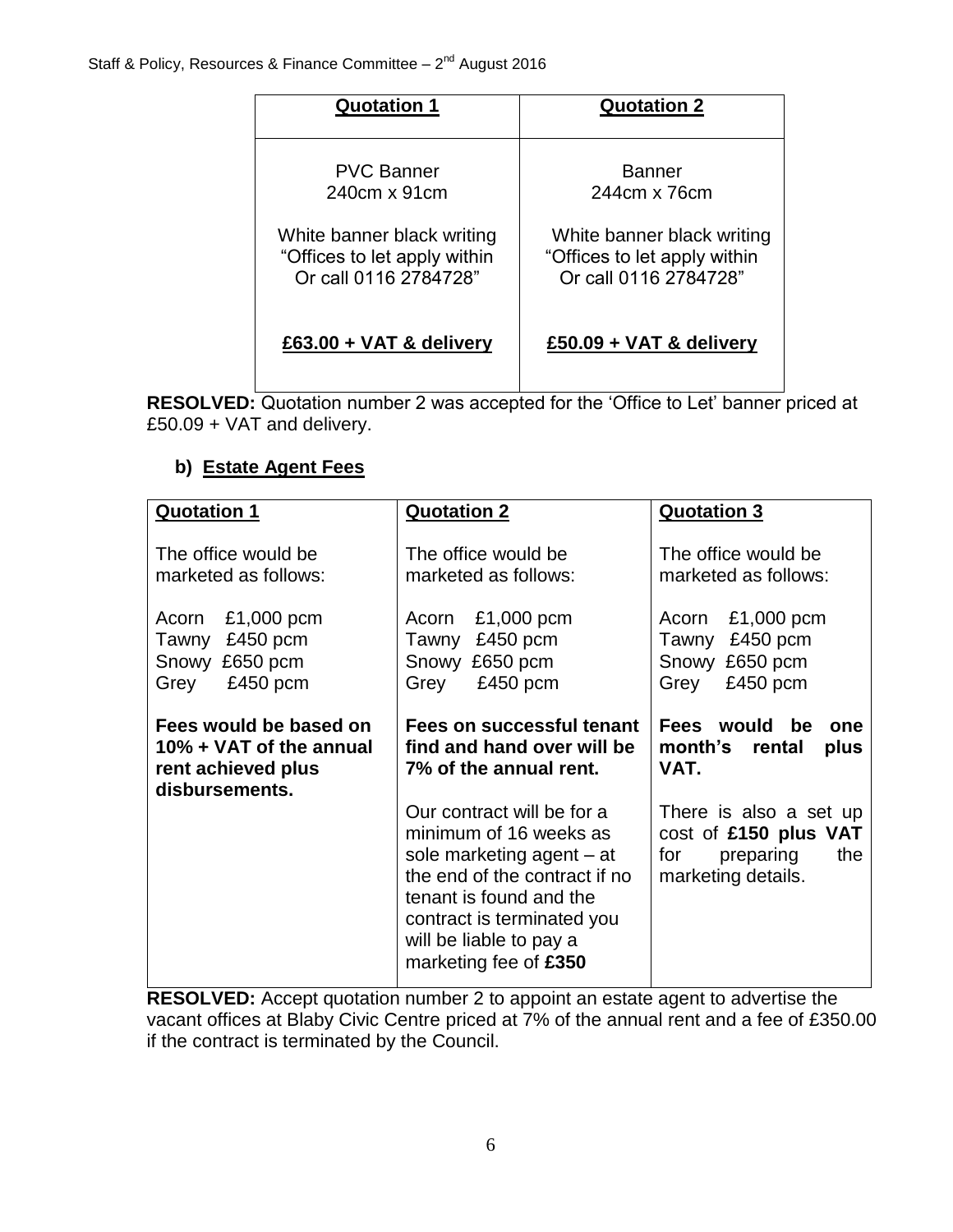| **Quotation 1** | **Quotation 2** |
|---|---|
| PVC Banner<br>240cm x 91cm<br><br>White banner black writing<br>"Offices to let apply within<br>Or call 0116 2784728"<br><br>**£63.00 + VAT & delivery** | Banner<br>244cm x 76cm<br><br>White banner black writing<br>"Offices to let apply within<br>Or call 0116 2784728"<br><br>**£50.09 + VAT & delivery** |

**RESOLVED:** Quotation number 2 was accepted for the 'Office to Let' banner priced at £50.09 + VAT and delivery.

**b) Estate Agent Fees**

| **Quotation 1** | **Quotation 2** | **Quotation 3** |
|---|---|---|
| The office would be marketed as follows:<br><br>Acorn £1,000 pcm<br>Tawny £450 pcm<br>Snowy £650 pcm<br>Grey £450 pcm<br><br>**Fees would be based on 10% + VAT of the annual rent achieved plus disbursements.** | The office would be marketed as follows:<br><br>Acorn £1,000 pcm<br>Tawny £450 pcm<br>Snowy £650 pcm<br>Grey £450 pcm<br><br>**Fees on successful tenant find and hand over will be 7% of the annual rent.**<br><br>Our contract will be for a minimum of 16 weeks as sole marketing agent – at the end of the contract if no tenant is found and the contract is terminated you will be liable to pay a marketing fee of **£350** | The office would be marketed as follows:<br><br>Acorn £1,000 pcm<br>Tawny £450 pcm<br>Snowy £650 pcm<br>Grey £450 pcm<br><br>**Fees would be one month's rental plus VAT.**<br><br>There is also a set up cost of **£150 plus VAT** for preparing the marketing details. |

**RESOLVED:** Accept quotation number 2 to appoint an estate agent to advertise the vacant offices at Blaby Civic Centre priced at 7% of the annual rent and a fee of £350.00 if the contract is terminated by the Council.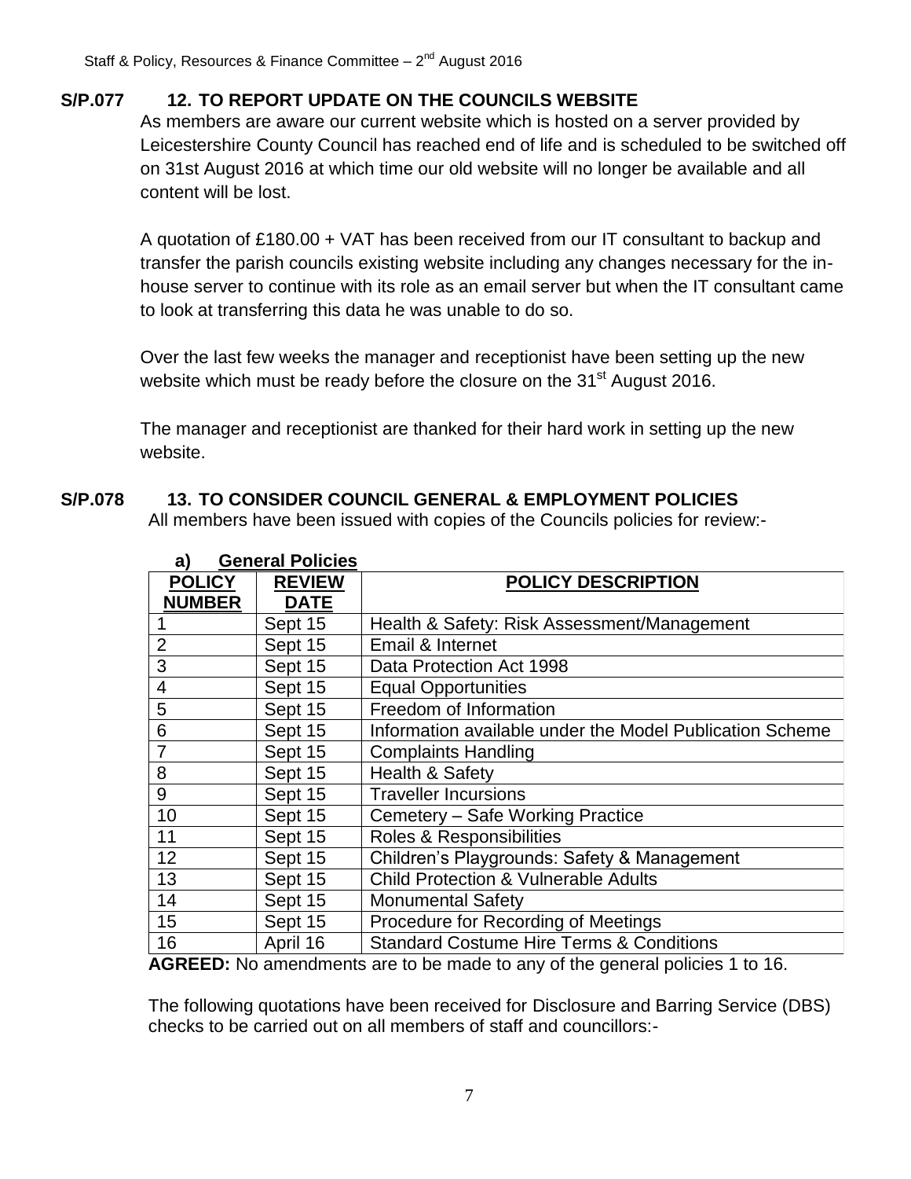**S/P.077 12. TO REPORT UPDATE ON THE COUNCILS WEBSITE**

As members are aware our current website which is hosted on a server provided by Leicestershire County Council has reached end of life and is scheduled to be switched off on 31st August 2016 at which time our old website will no longer be available and all content will be lost.

A quotation of £180.00 + VAT has been received from our IT consultant to backup and transfer the parish councils existing website including any changes necessary for the in-house server to continue with its role as an email server but when the IT consultant came to look at transferring this data he was unable to do so.

Over the last few weeks the manager and receptionist have been setting up the new website which must be ready before the closure on the 31st August 2016.

The manager and receptionist are thanked for their hard work in setting up the new website.

**S/P.078 13. TO CONSIDER COUNCIL GENERAL & EMPLOYMENT POLICIES**

All members have been issued with copies of the Councils policies for review:-

**a) General Policies**

| POLICY NUMBER | REVIEW DATE | POLICY DESCRIPTION |
|---|---|---|
| 1 | Sept 15 | Health & Safety: Risk Assessment/Management |
| 2 | Sept 15 | Email & Internet |
| 3 | Sept 15 | Data Protection Act 1998 |
| 4 | Sept 15 | Equal Opportunities |
| 5 | Sept 15 | Freedom of Information |
| 6 | Sept 15 | Information available under the Model Publication Scheme |
| 7 | Sept 15 | Complaints Handling |
| 8 | Sept 15 | Health & Safety |
| 9 | Sept 15 | Traveller Incursions |
| 10 | Sept 15 | Cemetery – Safe Working Practice |
| 11 | Sept 15 | Roles & Responsibilities |
| 12 | Sept 15 | Children's Playgrounds: Safety & Management |
| 13 | Sept 15 | Child Protection & Vulnerable Adults |
| 14 | Sept 15 | Monumental Safety |
| 15 | Sept 15 | Procedure for Recording of Meetings |
| 16 | April 16 | Standard Costume Hire Terms & Conditions |

**AGREED:** No amendments are to be made to any of the general policies 1 to 16.

The following quotations have been received for Disclosure and Barring Service (DBS) checks to be carried out on all members of staff and councillors:-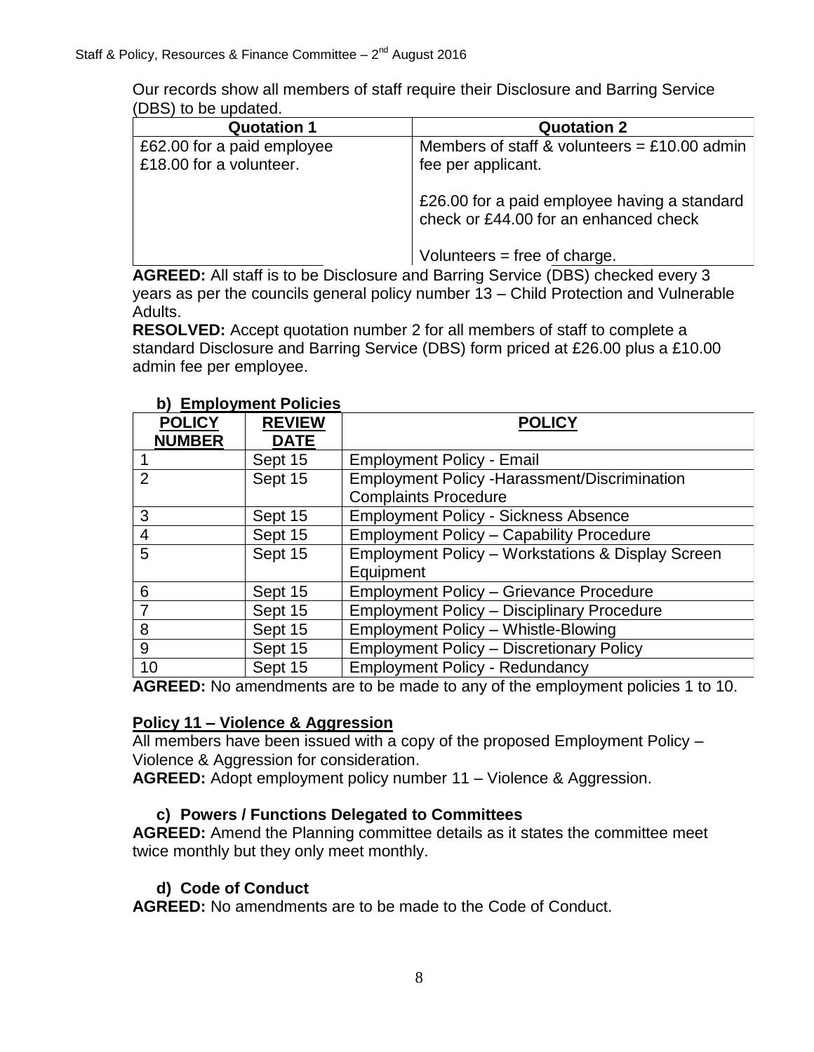Our records show all members of staff require their Disclosure and Barring Service (DBS) to be updated.

| Quotation 1 | Quotation 2 |
|---|---|
| £62.00 for a paid employee<br>£18.00 for a volunteer. | Members of staff & volunteers = £10.00 admin fee per applicant.<br><br>£26.00 for a paid employee having a standard check or £44.00 for an enhanced check<br><br>Volunteers = free of charge. |

**AGREED:** All staff is to be Disclosure and Barring Service (DBS) checked every 3 years as per the councils general policy number 13 – Child Protection and Vulnerable Adults.

**RESOLVED:** Accept quotation number 2 for all members of staff to complete a standard Disclosure and Barring Service (DBS) form priced at £26.00 plus a £10.00 admin fee per employee.

### b) Employment Policies

| POLICY NUMBER | REVIEW DATE | POLICY |
|---|---|---|
| 1 | Sept 15 | Employment Policy - Email |
| 2 | Sept 15 | Employment Policy -Harassment/Discrimination Complaints Procedure |
| 3 | Sept 15 | Employment Policy - Sickness Absence |
| 4 | Sept 15 | Employment Policy – Capability Procedure |
| 5 | Sept 15 | Employment Policy – Workstations & Display Screen Equipment |
| 6 | Sept 15 | Employment Policy – Grievance Procedure |
| 7 | Sept 15 | Employment Policy – Disciplinary Procedure |
| 8 | Sept 15 | Employment Policy – Whistle-Blowing |
| 9 | Sept 15 | Employment Policy – Discretionary Policy |
| 10 | Sept 15 | Employment Policy - Redundancy |

**AGREED:** No amendments are to be made to any of the employment policies 1 to 10.

**Policy 11 – Violence & Aggression**

All members have been issued with a copy of the proposed Employment Policy – Violence & Aggression for consideration.

**AGREED:** Adopt employment policy number 11 – Violence & Aggression.

### c) Powers / Functions Delegated to Committees

**AGREED:** Amend the Planning committee details as it states the committee meet twice monthly but they only meet monthly.

### d) Code of Conduct

**AGREED:** No amendments are to be made to the Code of Conduct.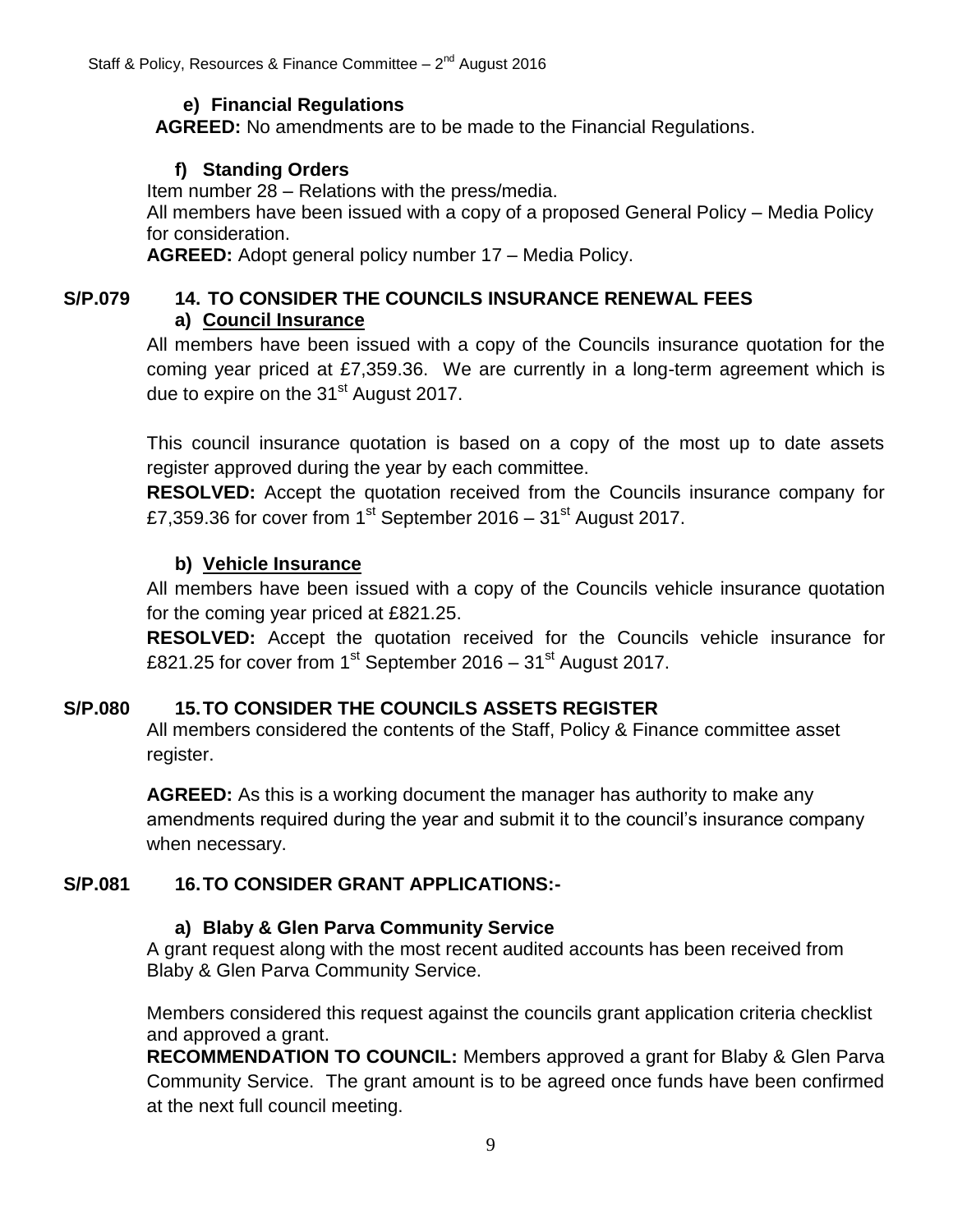**e) Financial Regulations**

**AGREED:** No amendments are to be made to the Financial Regulations.

**f) Standing Orders**

Item number 28 – Relations with the press/media.

All members have been issued with a copy of a proposed General Policy – Media Policy for consideration.

**AGREED:** Adopt general policy number 17 – Media Policy.

**S/P.079 14. TO CONSIDER THE COUNCILS INSURANCE RENEWAL FEES**

**a) Council Insurance**

All members have been issued with a copy of the Councils insurance quotation for the coming year priced at £7,359.36. We are currently in a long-term agreement which is due to expire on the 31st August 2017.

This council insurance quotation is based on a copy of the most up to date assets register approved during the year by each committee.

**RESOLVED:** Accept the quotation received from the Councils insurance company for £7,359.36 for cover from 1st September 2016 – 31st August 2017.

**b) Vehicle Insurance**

All members have been issued with a copy of the Councils vehicle insurance quotation for the coming year priced at £821.25.

**RESOLVED:** Accept the quotation received for the Councils vehicle insurance for £821.25 for cover from 1st September 2016 – 31st August 2017.

**S/P.080 15. TO CONSIDER THE COUNCILS ASSETS REGISTER**

All members considered the contents of the Staff, Policy & Finance committee asset register.

**AGREED:** As this is a working document the manager has authority to make any amendments required during the year and submit it to the council's insurance company when necessary.

**S/P.081 16. TO CONSIDER GRANT APPLICATIONS:-**

**a) Blaby & Glen Parva Community Service**

A grant request along with the most recent audited accounts has been received from Blaby & Glen Parva Community Service.

Members considered this request against the councils grant application criteria checklist and approved a grant.

**RECOMMENDATION TO COUNCIL:** Members approved a grant for Blaby & Glen Parva Community Service. The grant amount is to be agreed once funds have been confirmed at the next full council meeting.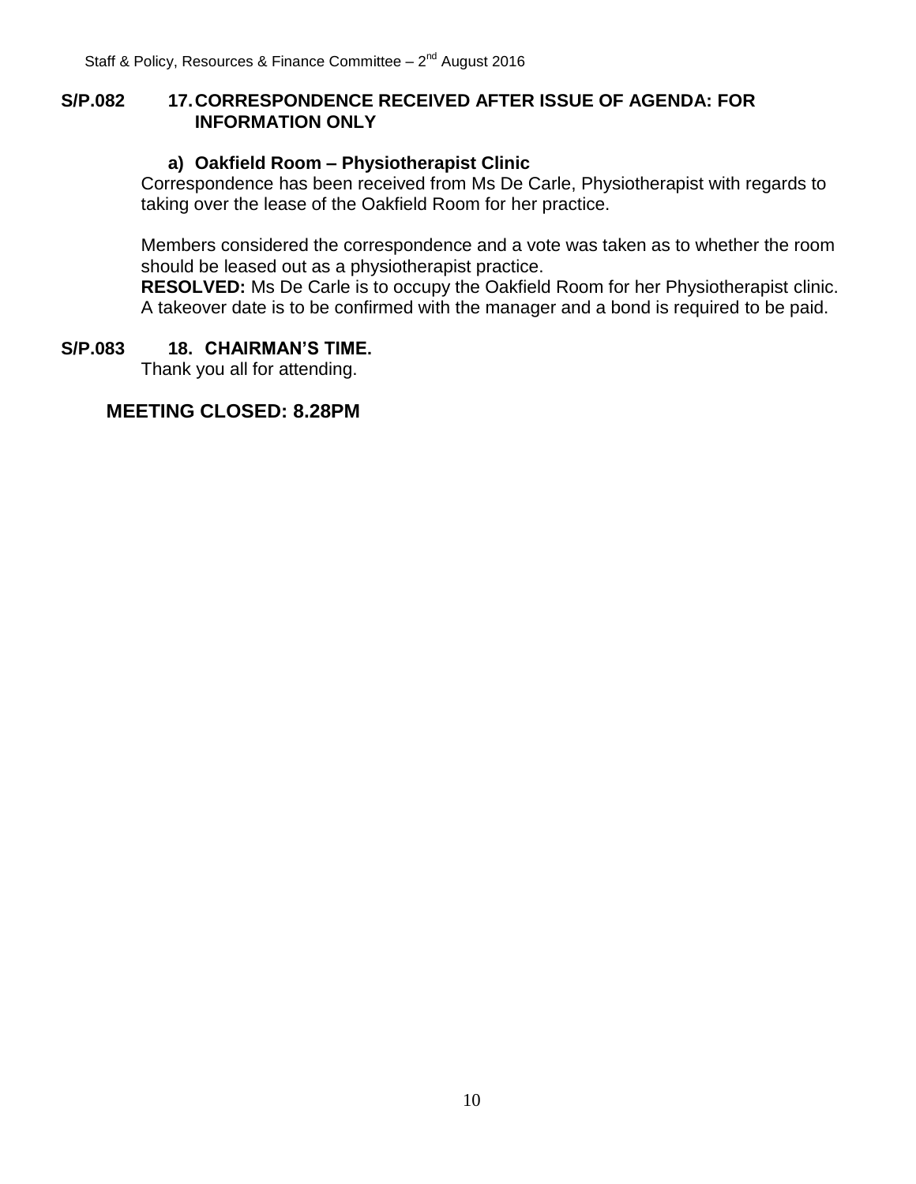**S/P.082 17. CORRESPONDENCE RECEIVED AFTER ISSUE OF AGENDA: FOR INFORMATION ONLY**

**a) Oakfield Room – Physiotherapist Clinic**

Correspondence has been received from Ms De Carle, Physiotherapist with regards to taking over the lease of the Oakfield Room for her practice.

Members considered the correspondence and a vote was taken as to whether the room should be leased out as a physiotherapist practice.

**RESOLVED:** Ms De Carle is to occupy the Oakfield Room for her Physiotherapist clinic. A takeover date is to be confirmed with the manager and a bond is required to be paid.

**S/P.083 18. CHAIRMAN'S TIME.**

Thank you all for attending.

**MEETING CLOSED: 8.28PM**